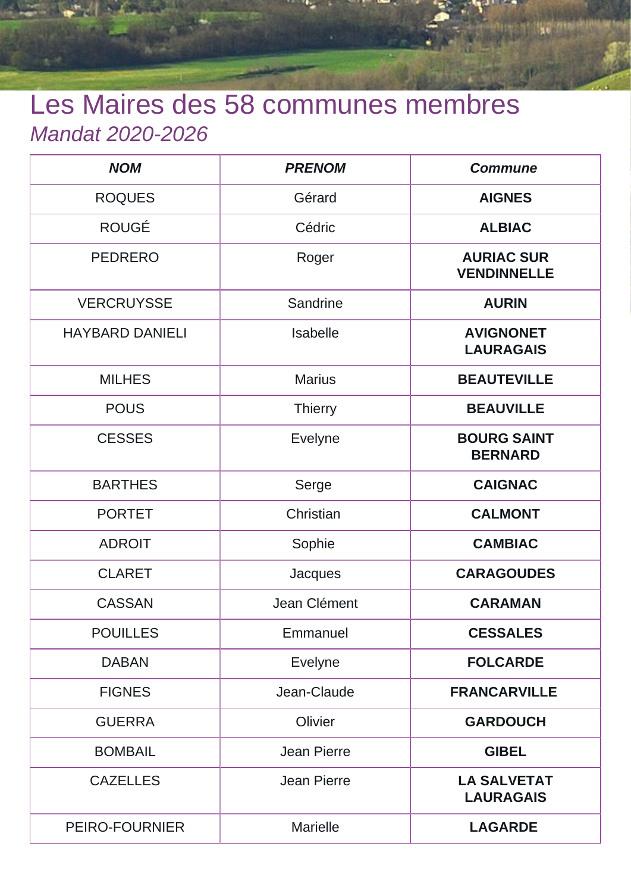# Les Maires des 58 communes membres

## *Mandat 2020-2026*

| ***NOM*** | ***PRENOM*** | ***Commune*** |
|---|---|---|
| ROQUES | Gérard | **AIGNES** |
| ROUGÉ | Cédric | **ALBIAC** |
| PEDRERO | Roger | **AURIAC SUR VENDINNELLE** |
| VERCRUYSSE | Sandrine | **AURIN** |
| HAYBARD DANIELI | Isabelle | **AVIGNONET LAURAGAIS** |
| MILHES | Marius | **BEAUTEVILLE** |
| POUS | Thierry | **BEAUVILLE** |
| CESSES | Evelyne | **BOURG SAINT BERNARD** |
| BARTHES | Serge | **CAIGNAC** |
| PORTET | Christian | **CALMONT** |
| ADROIT | Sophie | **CAMBIAC** |
| CLARET | Jacques | **CARAGOUDES** |
| CASSAN | Jean Clément | **CARAMAN** |
| POUILLES | Emmanuel | **CESSALES** |
| DABAN | Evelyne | **FOLCARDE** |
| FIGNES | Jean-Claude | **FRANCARVILLE** |
| GUERRA | Olivier | **GARDOUCH** |
| BOMBAIL | Jean Pierre | **GIBEL** |
| CAZELLES | Jean Pierre | **LA SALVETAT LAURAGAIS** |
| PEIRO-FOURNIER | Marielle | **LAGARDE** |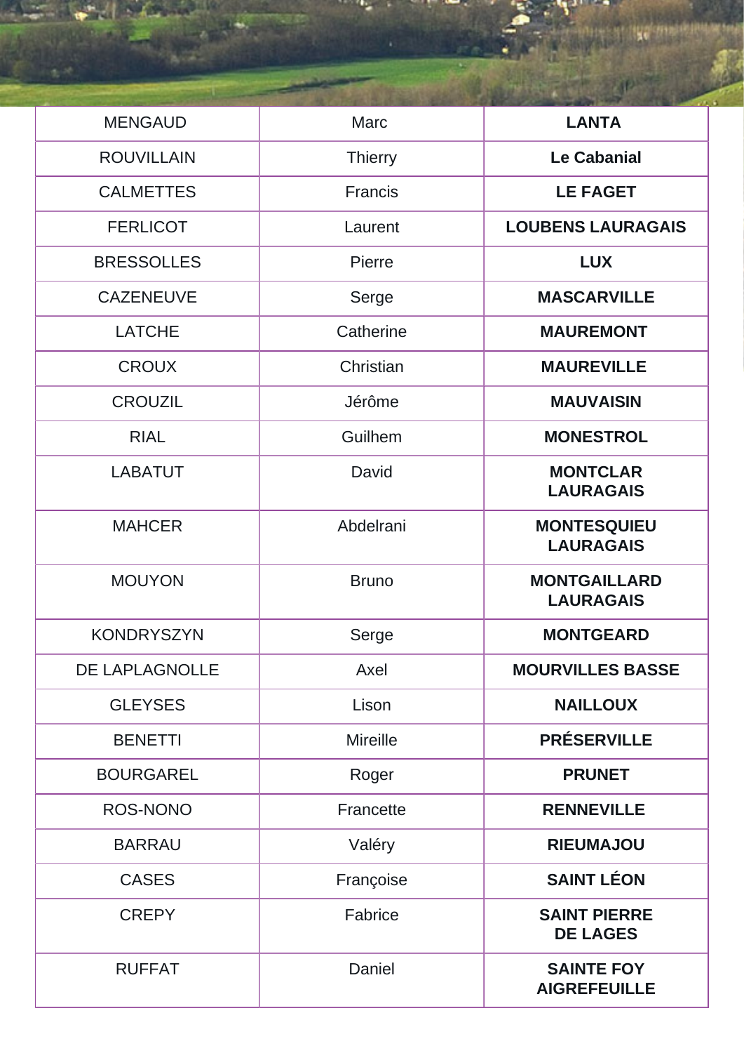| | | |
|---|---|---|
| MENGAUD | Marc | **LANTA** |
| ROUVILLAIN | Thierry | **Le Cabanial** |
| CALMETTES | Francis | **LE FAGET** |
| FERLICOT | Laurent | **LOUBENS LAURAGAIS** |
| BRESSOLLES | Pierre | **LUX** |
| CAZENEUVE | Serge | **MASCARVILLE** |
| LATCHE | Catherine | **MAUREMONT** |
| CROUX | Christian | **MAUREVILLE** |
| CROUZIL | Jérôme | **MAUVAISIN** |
| RIAL | Guilhem | **MONESTROL** |
| LABATUT | David | **MONTCLAR LAURAGAIS** |
| MAHCER | Abdelrani | **MONTESQUIEU LAURAGAIS** |
| MOUYON | Bruno | **MONTGAILLARD LAURAGAIS** |
| KONDRYSZYN | Serge | **MONTGEARD** |
| DE LAPLAGNOLLE | Axel | **MOURVILLES BASSE** |
| GLEYSES | Lison | **NAILLOUX** |
| BENETTI | Mireille | **PRÉSERVILLE** |
| BOURGAREL | Roger | **PRUNET** |
| ROS-NONO | Francette | **RENNEVILLE** |
| BARRAU | Valéry | **RIEUMAJOU** |
| CASES | Françoise | **SAINT LÉON** |
| CREPY | Fabrice | **SAINT PIERRE DE LAGES** |
| RUFFAT | Daniel | **SAINTE FOY AIGREFEUILLE** |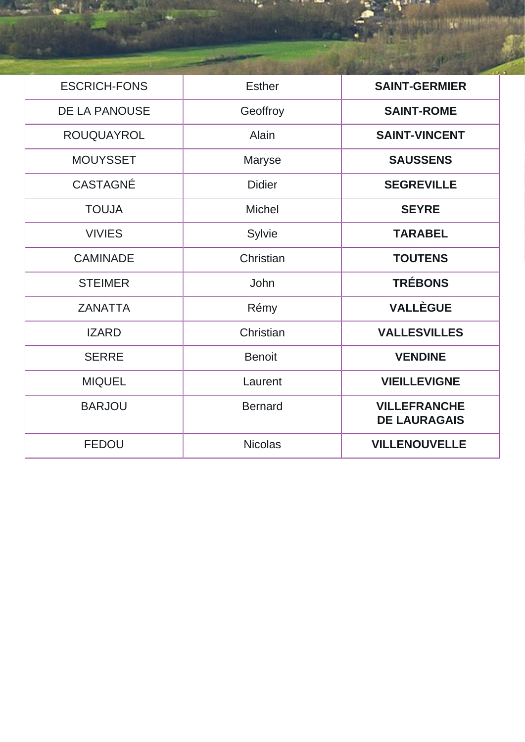| | | |
|---|---|---|
| ESCRICH-FONS | Esther | **SAINT-GERMIER** |
| DE LA PANOUSE | Geoffroy | **SAINT-ROME** |
| ROUQUAYROL | Alain | **SAINT-VINCENT** |
| MOUYSSET | Maryse | **SAUSSENS** |
| CASTAGNÉ | Didier | **SEGREVILLE** |
| TOUJA | Michel | **SEYRE** |
| VIVIES | Sylvie | **TARABEL** |
| CAMINADE | Christian | **TOUTENS** |
| STEIMER | John | **TRÉBONS** |
| ZANATTA | Rémy | **VALLÈGUE** |
| IZARD | Christian | **VALLESVILLES** |
| SERRE | Benoit | **VENDINE** |
| MIQUEL | Laurent | **VIEILLEVIGNE** |
| BARJOU | Bernard | **VILLEFRANCHE DE LAURAGAIS** |
| FEDOU | Nicolas | **VILLENOUVELLE** |